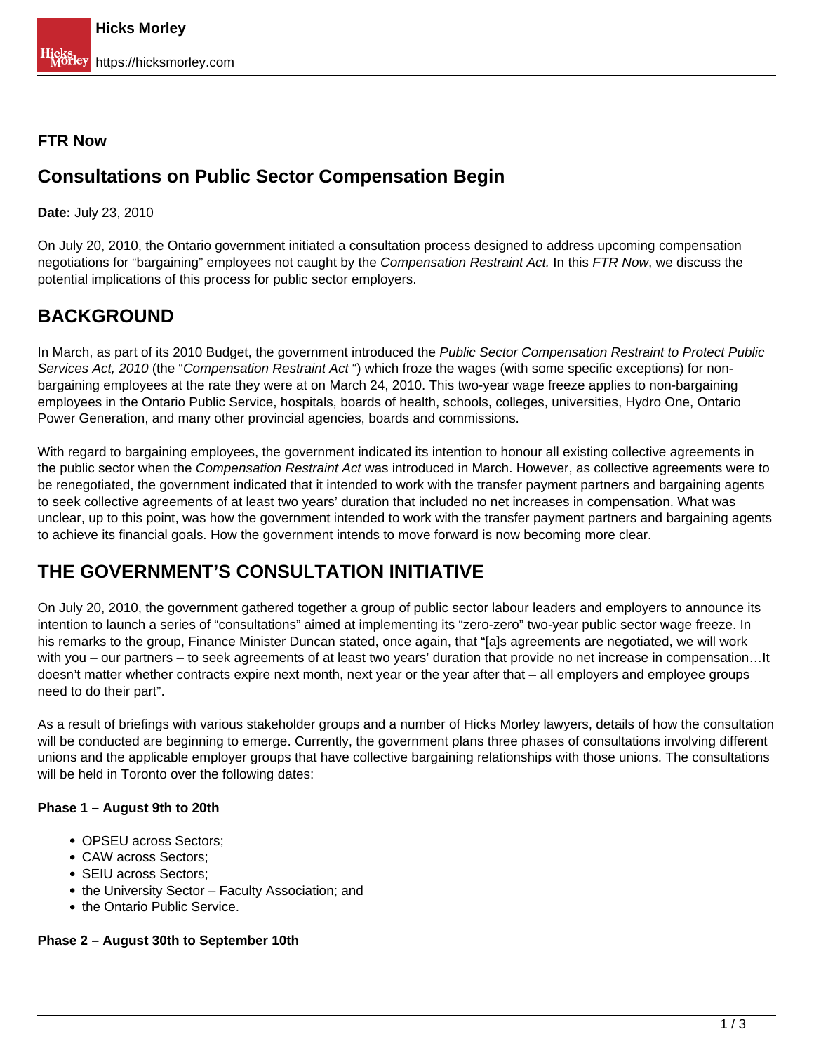**FTR Now**

## Consultations on Public Sector Compensation Begin

**Date:** July 23, 2010

On July 20, 2010, the Ontario government initiated a consultation process designed to address upcoming compensation negotiations for "bargaining" employees not caught by the *Compensation Restraint Act.* In this *FTR Now*, we discuss the potential implications of this process for public sector employers.

## BACKGROUND

In March, as part of its 2010 Budget, the government introduced the *Public Sector Compensation Restraint to Protect Public Services Act, 2010* (the "*Compensation Restraint Act* ") which froze the wages (with some specific exceptions) for non-bargaining employees at the rate they were at on March 24, 2010. This two-year wage freeze applies to non-bargaining employees in the Ontario Public Service, hospitals, boards of health, schools, colleges, universities, Hydro One, Ontario Power Generation, and many other provincial agencies, boards and commissions.

With regard to bargaining employees, the government indicated its intention to honour all existing collective agreements in the public sector when the *Compensation Restraint Act* was introduced in March. However, as collective agreements were to be renegotiated, the government indicated that it intended to work with the transfer payment partners and bargaining agents to seek collective agreements of at least two years' duration that included no net increases in compensation. What was unclear, up to this point, was how the government intended to work with the transfer payment partners and bargaining agents to achieve its financial goals. How the government intends to move forward is now becoming more clear.

## THE GOVERNMENT'S CONSULTATION INITIATIVE

On July 20, 2010, the government gathered together a group of public sector labour leaders and employers to announce its intention to launch a series of "consultations" aimed at implementing its "zero-zero" two-year public sector wage freeze. In his remarks to the group, Finance Minister Duncan stated, once again, that "[a]s agreements are negotiated, we will work with you – our partners – to seek agreements of at least two years' duration that provide no net increase in compensation…It doesn't matter whether contracts expire next month, next year or the year after that – all employers and employee groups need to do their part".

As a result of briefings with various stakeholder groups and a number of Hicks Morley lawyers, details of how the consultation will be conducted are beginning to emerge. Currently, the government plans three phases of consultations involving different unions and the applicable employer groups that have collective bargaining relationships with those unions. The consultations will be held in Toronto over the following dates:

**Phase 1 – August 9th to 20th**

- OPSEU across Sectors;
- CAW across Sectors;
- SEIU across Sectors;
- the University Sector – Faculty Association; and
- the Ontario Public Service.

**Phase 2 – August 30th to September 10th**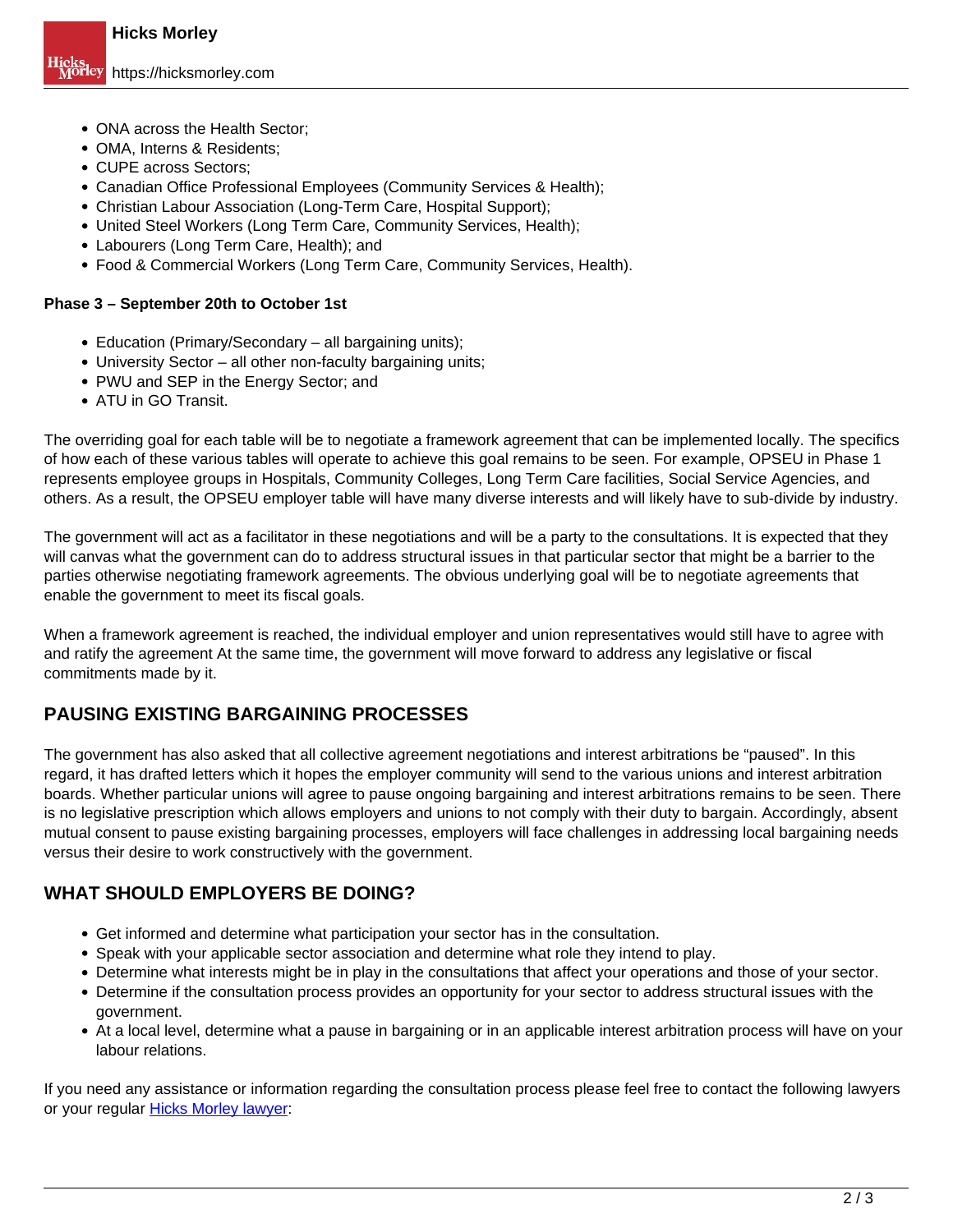- ONA across the Health Sector;
- OMA, Interns & Residents;
- CUPE across Sectors;
- Canadian Office Professional Employees (Community Services & Health);
- Christian Labour Association (Long-Term Care, Hospital Support);
- United Steel Workers (Long Term Care, Community Services, Health);
- Labourers (Long Term Care, Health); and
- Food & Commercial Workers (Long Term Care, Community Services, Health).

**Phase 3 – September 20th to October 1st**

- Education (Primary/Secondary – all bargaining units);
- University Sector – all other non-faculty bargaining units;
- PWU and SEP in the Energy Sector; and
- ATU in GO Transit.

The overriding goal for each table will be to negotiate a framework agreement that can be implemented locally. The specifics of how each of these various tables will operate to achieve this goal remains to be seen. For example, OPSEU in Phase 1 represents employee groups in Hospitals, Community Colleges, Long Term Care facilities, Social Service Agencies, and others. As a result, the OPSEU employer table will have many diverse interests and will likely have to sub-divide by industry.

The government will act as a facilitator in these negotiations and will be a party to the consultations. It is expected that they will canvas what the government can do to address structural issues in that particular sector that might be a barrier to the parties otherwise negotiating framework agreements. The obvious underlying goal will be to negotiate agreements that enable the government to meet its fiscal goals.

When a framework agreement is reached, the individual employer and union representatives would still have to agree with and ratify the agreement At the same time, the government will move forward to address any legislative or fiscal commitments made by it.

## PAUSING EXISTING BARGAINING PROCESSES

The government has also asked that all collective agreement negotiations and interest arbitrations be "paused". In this regard, it has drafted letters which it hopes the employer community will send to the various unions and interest arbitration boards. Whether particular unions will agree to pause ongoing bargaining and interest arbitrations remains to be seen. There is no legislative prescription which allows employers and unions to not comply with their duty to bargain. Accordingly, absent mutual consent to pause existing bargaining processes, employers will face challenges in addressing local bargaining needs versus their desire to work constructively with the government.

## WHAT SHOULD EMPLOYERS BE DOING?

- Get informed and determine what participation your sector has in the consultation.
- Speak with your applicable sector association and determine what role they intend to play.
- Determine what interests might be in play in the consultations that affect your operations and those of your sector.
- Determine if the consultation process provides an opportunity for your sector to address structural issues with the government.
- At a local level, determine what a pause in bargaining or in an applicable interest arbitration process will have on your labour relations.

If you need any assistance or information regarding the consultation process please feel free to contact the following lawyers or your regular Hicks Morley lawyer: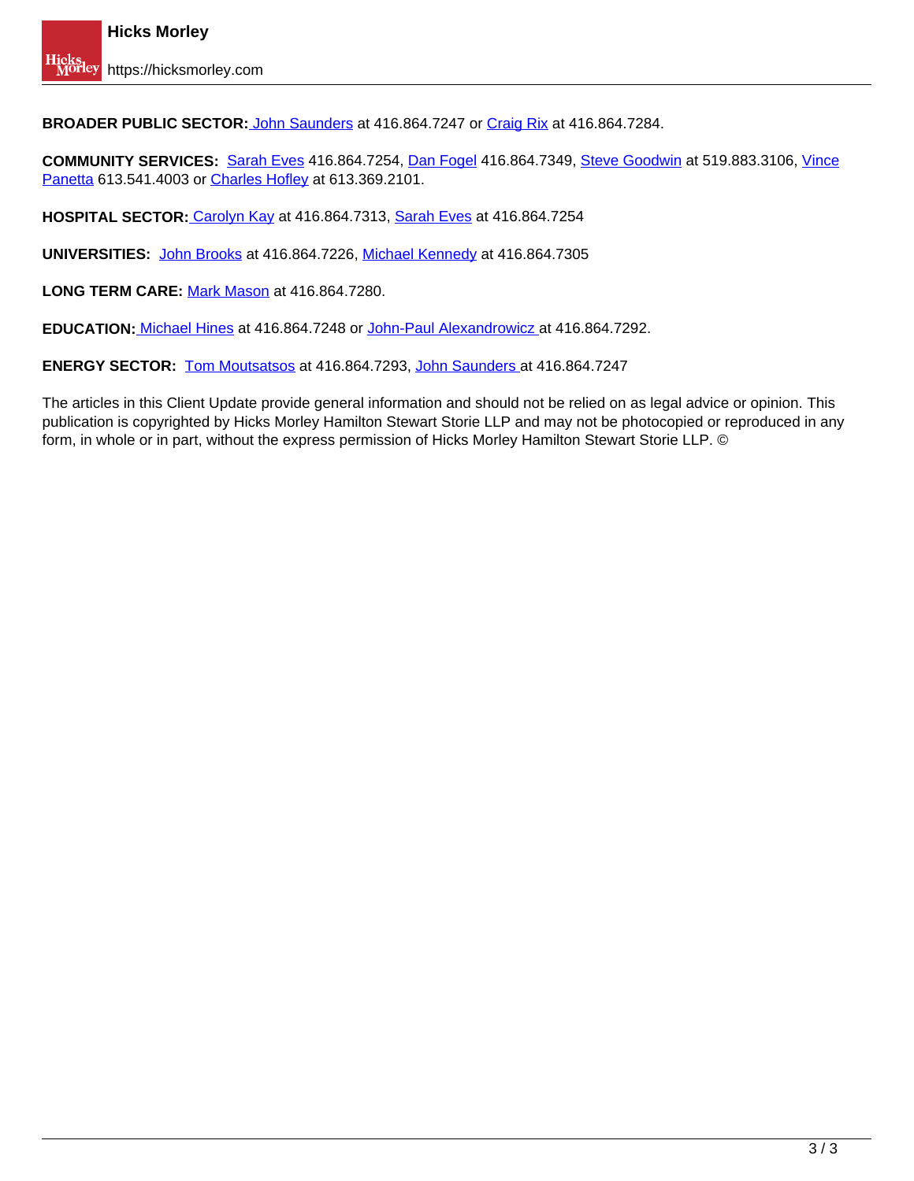**BROADER PUBLIC SECTOR:** John Saunders at 416.864.7247 or Craig Rix at 416.864.7284.

**COMMUNITY SERVICES:** Sarah Eves 416.864.7254, Dan Fogel 416.864.7349, Steve Goodwin at 519.883.3106, Vince Panetta 613.541.4003 or Charles Hofley at 613.369.2101.

**HOSPITAL SECTOR:** Carolyn Kay at 416.864.7313, Sarah Eves at 416.864.7254

**UNIVERSITIES:** John Brooks at 416.864.7226, Michael Kennedy at 416.864.7305

**LONG TERM CARE:** Mark Mason at 416.864.7280.

**EDUCATION:** Michael Hines at 416.864.7248 or John-Paul Alexandrowicz at 416.864.7292.

**ENERGY SECTOR:** Tom Moutsatsos at 416.864.7293, John Saunders at 416.864.7247

The articles in this Client Update provide general information and should not be relied on as legal advice or opinion. This publication is copyrighted by Hicks Morley Hamilton Stewart Storie LLP and may not be photocopied or reproduced in any form, in whole or in part, without the express permission of Hicks Morley Hamilton Stewart Storie LLP. ©